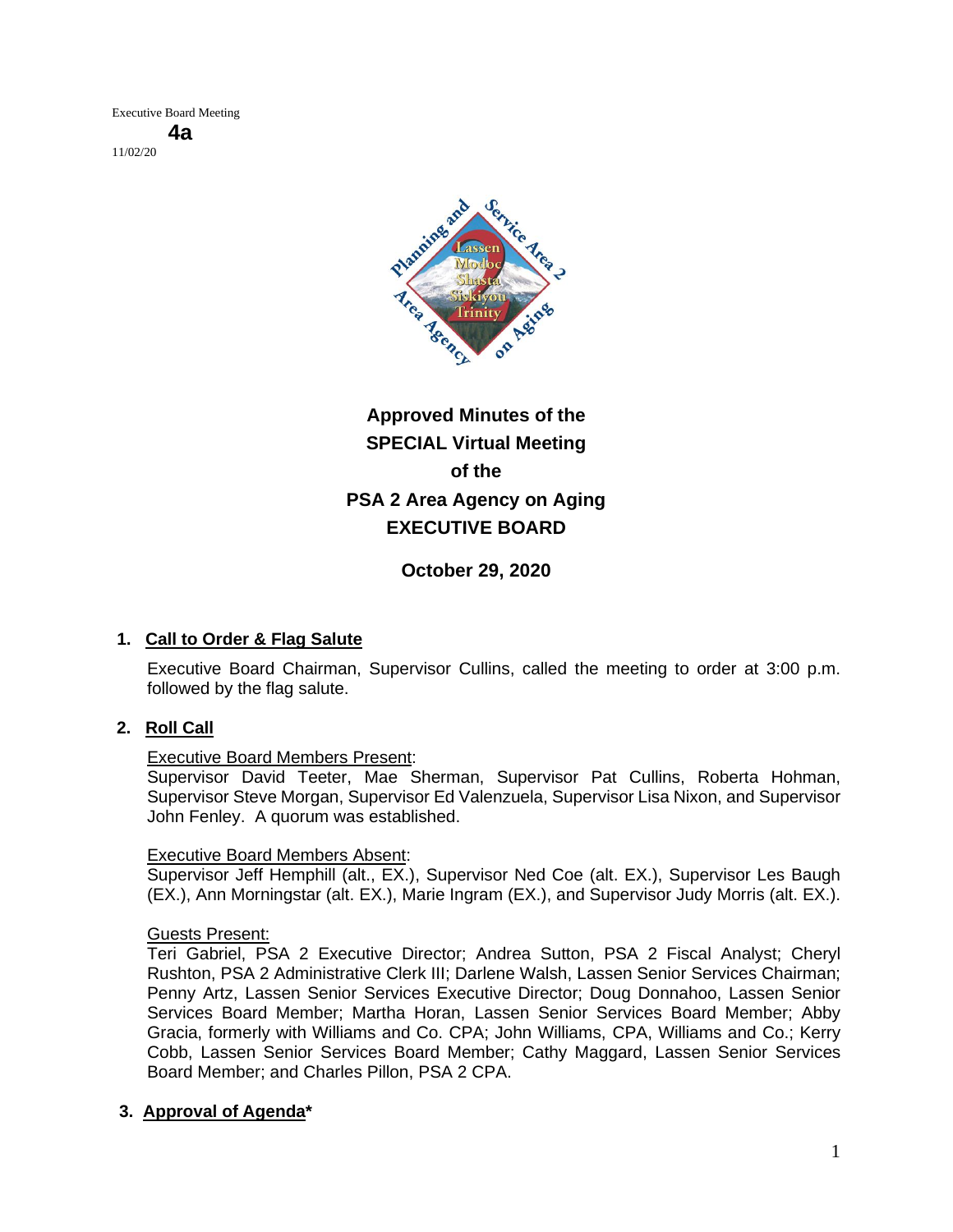Executive Board Meeting

**4a**

11/02/20

# Approved Minutes of the SPECIAL Virtual Meeting of the PSA 2 Area Agency on Aging EXECUTIVE BOARD

**October 29, 2020**

## 1. Call to Order & Flag Salute

Executive Board Chairman, Supervisor Cullins, called the meeting to order at 3:00 p.m. followed by the flag salute.

## 2. Roll Call

Executive Board Members Present:
Supervisor David Teeter, Mae Sherman, Supervisor Pat Cullins, Roberta Hohman, Supervisor Steve Morgan, Supervisor Ed Valenzuela, Supervisor Lisa Nixon, and Supervisor John Fenley. A quorum was established.

Executive Board Members Absent:
Supervisor Jeff Hemphill (alt., EX.), Supervisor Ned Coe (alt. EX.), Supervisor Les Baugh (EX.), Ann Morningstar (alt. EX.), Marie Ingram (EX.), and Supervisor Judy Morris (alt. EX.).

Guests Present:
Teri Gabriel, PSA 2 Executive Director; Andrea Sutton, PSA 2 Fiscal Analyst; Cheryl Rushton, PSA 2 Administrative Clerk III; Darlene Walsh, Lassen Senior Services Chairman; Penny Artz, Lassen Senior Services Executive Director; Doug Donnahoo, Lassen Senior Services Board Member; Martha Horan, Lassen Senior Services Board Member; Abby Gracia, formerly with Williams and Co. CPA; John Williams, CPA, Williams and Co.; Kerry Cobb, Lassen Senior Services Board Member; Cathy Maggard, Lassen Senior Services Board Member; and Charles Pillon, PSA 2 CPA.

## 3. Approval of Agenda*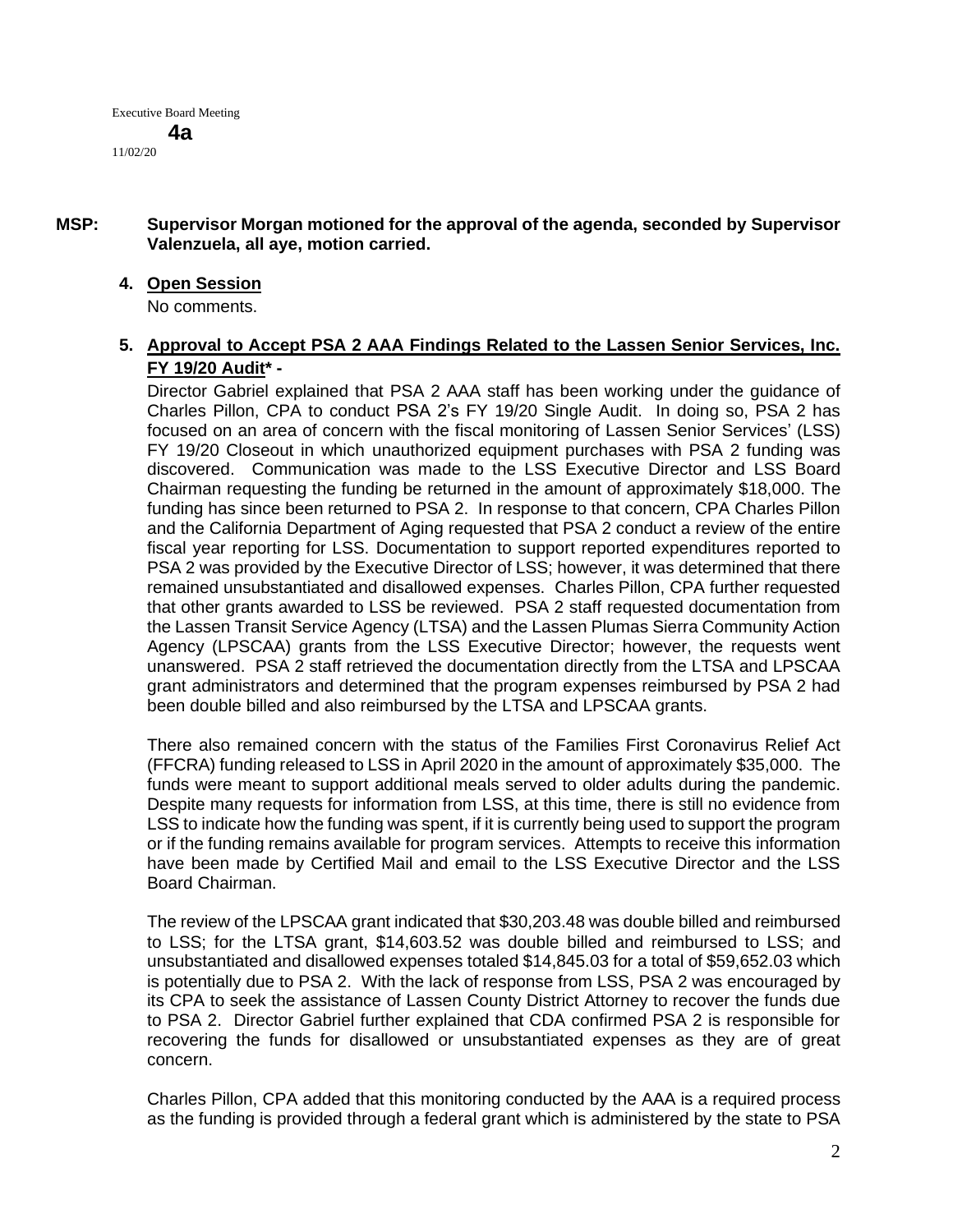**MSP: Supervisor Morgan motioned for the approval of the agenda, seconded by Supervisor Valenzuela, all aye, motion carried.**

**4. Open Session**

No comments.

**5. Approval to Accept PSA 2 AAA Findings Related to the Lassen Senior Services, Inc. FY 19/20 Audit* -**

Director Gabriel explained that PSA 2 AAA staff has been working under the guidance of Charles Pillon, CPA to conduct PSA 2's FY 19/20 Single Audit. In doing so, PSA 2 has focused on an area of concern with the fiscal monitoring of Lassen Senior Services' (LSS) FY 19/20 Closeout in which unauthorized equipment purchases with PSA 2 funding was discovered. Communication was made to the LSS Executive Director and LSS Board Chairman requesting the funding be returned in the amount of approximately $18,000. The funding has since been returned to PSA 2. In response to that concern, CPA Charles Pillon and the California Department of Aging requested that PSA 2 conduct a review of the entire fiscal year reporting for LSS. Documentation to support reported expenditures reported to PSA 2 was provided by the Executive Director of LSS; however, it was determined that there remained unsubstantiated and disallowed expenses. Charles Pillon, CPA further requested that other grants awarded to LSS be reviewed. PSA 2 staff requested documentation from the Lassen Transit Service Agency (LTSA) and the Lassen Plumas Sierra Community Action Agency (LPSCAA) grants from the LSS Executive Director; however, the requests went unanswered. PSA 2 staff retrieved the documentation directly from the LTSA and LPSCAA grant administrators and determined that the program expenses reimbursed by PSA 2 had been double billed and also reimbursed by the LTSA and LPSCAA grants.

There also remained concern with the status of the Families First Coronavirus Relief Act (FFCRA) funding released to LSS in April 2020 in the amount of approximately $35,000. The funds were meant to support additional meals served to older adults during the pandemic. Despite many requests for information from LSS, at this time, there is still no evidence from LSS to indicate how the funding was spent, if it is currently being used to support the program or if the funding remains available for program services. Attempts to receive this information have been made by Certified Mail and email to the LSS Executive Director and the LSS Board Chairman.

The review of the LPSCAA grant indicated that $30,203.48 was double billed and reimbursed to LSS; for the LTSA grant, $14,603.52 was double billed and reimbursed to LSS; and unsubstantiated and disallowed expenses totaled $14,845.03 for a total of $59,652.03 which is potentially due to PSA 2. With the lack of response from LSS, PSA 2 was encouraged by its CPA to seek the assistance of Lassen County District Attorney to recover the funds due to PSA 2. Director Gabriel further explained that CDA confirmed PSA 2 is responsible for recovering the funds for disallowed or unsubstantiated expenses as they are of great concern.

Charles Pillon, CPA added that this monitoring conducted by the AAA is a required process as the funding is provided through a federal grant which is administered by the state to PSA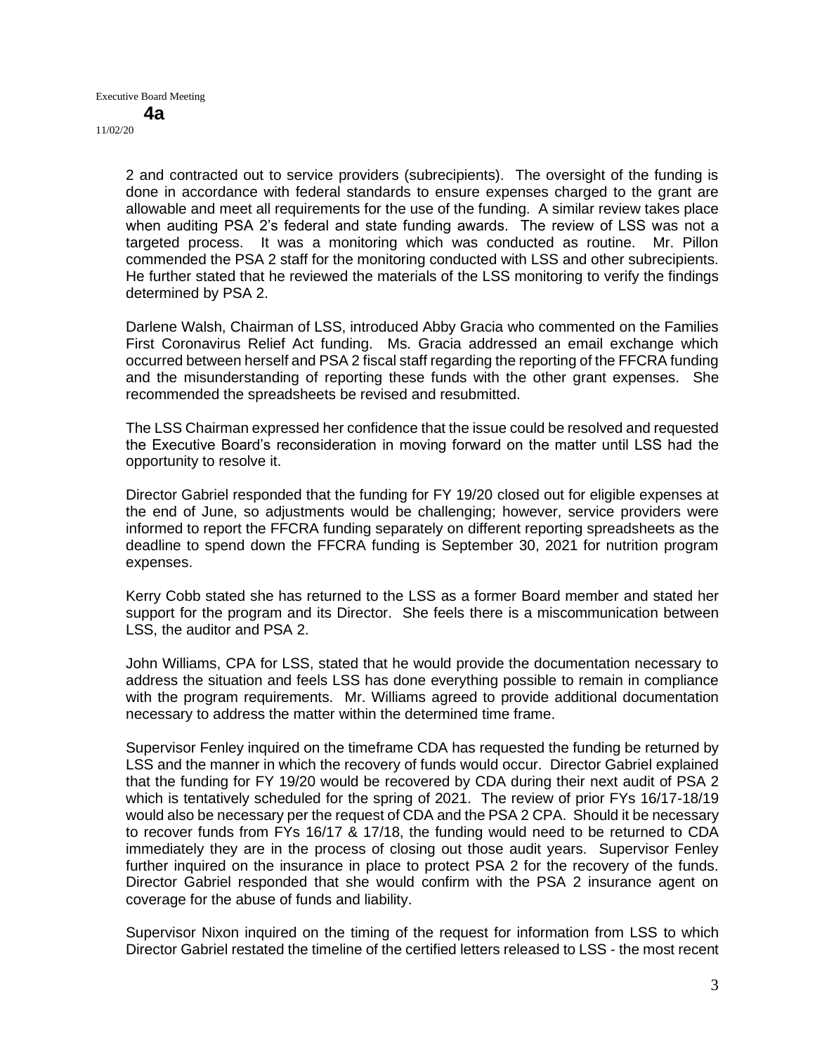2 and contracted out to service providers (subrecipients). The oversight of the funding is done in accordance with federal standards to ensure expenses charged to the grant are allowable and meet all requirements for the use of the funding. A similar review takes place when auditing PSA 2's federal and state funding awards. The review of LSS was not a targeted process. It was a monitoring which was conducted as routine. Mr. Pillon commended the PSA 2 staff for the monitoring conducted with LSS and other subrecipients. He further stated that he reviewed the materials of the LSS monitoring to verify the findings determined by PSA 2.

Darlene Walsh, Chairman of LSS, introduced Abby Gracia who commented on the Families First Coronavirus Relief Act funding. Ms. Gracia addressed an email exchange which occurred between herself and PSA 2 fiscal staff regarding the reporting of the FFCRA funding and the misunderstanding of reporting these funds with the other grant expenses. She recommended the spreadsheets be revised and resubmitted.

The LSS Chairman expressed her confidence that the issue could be resolved and requested the Executive Board's reconsideration in moving forward on the matter until LSS had the opportunity to resolve it.

Director Gabriel responded that the funding for FY 19/20 closed out for eligible expenses at the end of June, so adjustments would be challenging; however, service providers were informed to report the FFCRA funding separately on different reporting spreadsheets as the deadline to spend down the FFCRA funding is September 30, 2021 for nutrition program expenses.

Kerry Cobb stated she has returned to the LSS as a former Board member and stated her support for the program and its Director. She feels there is a miscommunication between LSS, the auditor and PSA 2.

John Williams, CPA for LSS, stated that he would provide the documentation necessary to address the situation and feels LSS has done everything possible to remain in compliance with the program requirements. Mr. Williams agreed to provide additional documentation necessary to address the matter within the determined time frame.

Supervisor Fenley inquired on the timeframe CDA has requested the funding be returned by LSS and the manner in which the recovery of funds would occur. Director Gabriel explained that the funding for FY 19/20 would be recovered by CDA during their next audit of PSA 2 which is tentatively scheduled for the spring of 2021. The review of prior FYs 16/17-18/19 would also be necessary per the request of CDA and the PSA 2 CPA. Should it be necessary to recover funds from FYs 16/17 & 17/18, the funding would need to be returned to CDA immediately they are in the process of closing out those audit years. Supervisor Fenley further inquired on the insurance in place to protect PSA 2 for the recovery of the funds. Director Gabriel responded that she would confirm with the PSA 2 insurance agent on coverage for the abuse of funds and liability.

Supervisor Nixon inquired on the timing of the request for information from LSS to which Director Gabriel restated the timeline of the certified letters released to LSS - the most recent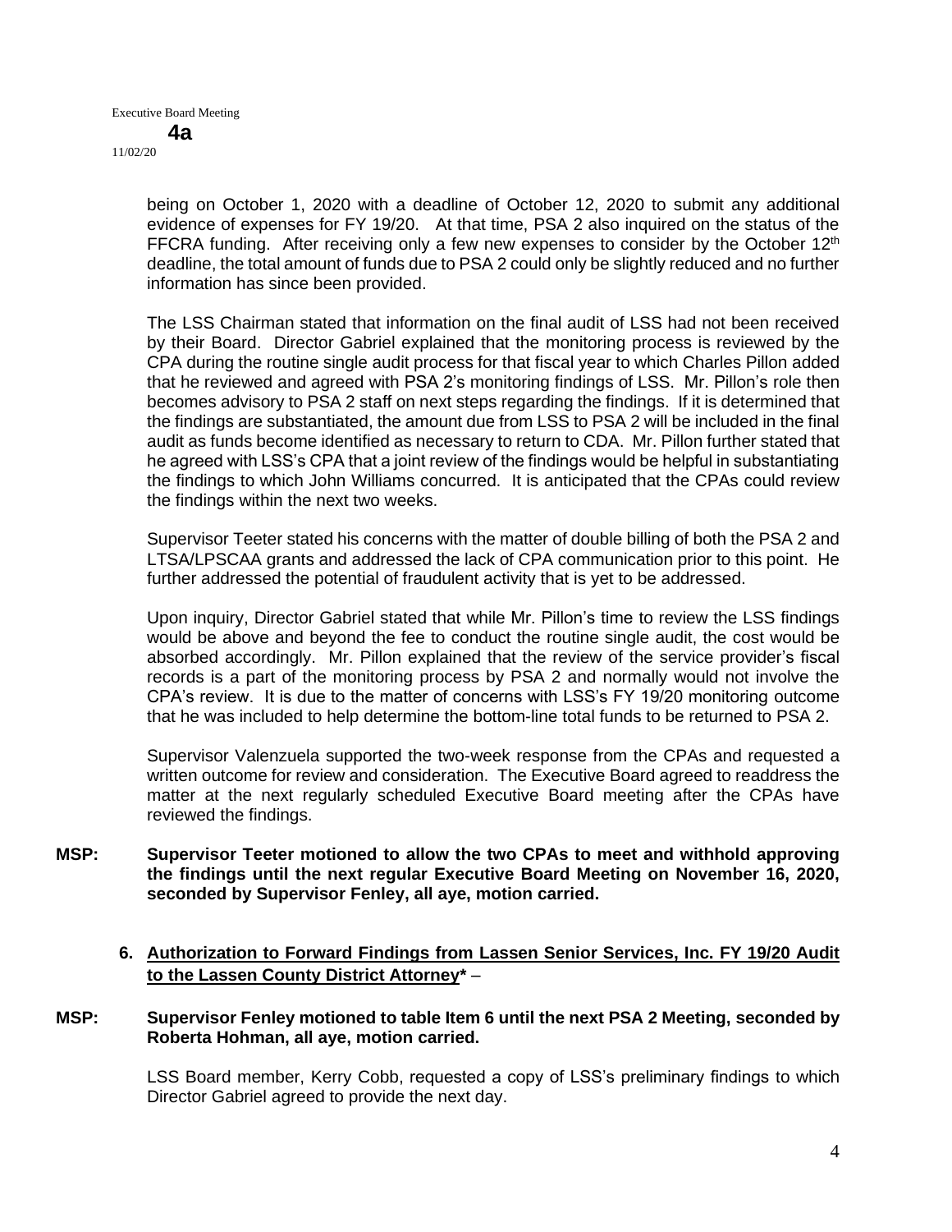being on October 1, 2020 with a deadline of October 12, 2020 to submit any additional evidence of expenses for FY 19/20. At that time, PSA 2 also inquired on the status of the FFCRA funding. After receiving only a few new expenses to consider by the October 12th deadline, the total amount of funds due to PSA 2 could only be slightly reduced and no further information has since been provided.

The LSS Chairman stated that information on the final audit of LSS had not been received by their Board. Director Gabriel explained that the monitoring process is reviewed by the CPA during the routine single audit process for that fiscal year to which Charles Pillon added that he reviewed and agreed with PSA 2's monitoring findings of LSS. Mr. Pillon's role then becomes advisory to PSA 2 staff on next steps regarding the findings. If it is determined that the findings are substantiated, the amount due from LSS to PSA 2 will be included in the final audit as funds become identified as necessary to return to CDA. Mr. Pillon further stated that he agreed with LSS's CPA that a joint review of the findings would be helpful in substantiating the findings to which John Williams concurred. It is anticipated that the CPAs could review the findings within the next two weeks.

Supervisor Teeter stated his concerns with the matter of double billing of both the PSA 2 and LTSA/LPSCAA grants and addressed the lack of CPA communication prior to this point. He further addressed the potential of fraudulent activity that is yet to be addressed.

Upon inquiry, Director Gabriel stated that while Mr. Pillon's time to review the LSS findings would be above and beyond the fee to conduct the routine single audit, the cost would be absorbed accordingly. Mr. Pillon explained that the review of the service provider's fiscal records is a part of the monitoring process by PSA 2 and normally would not involve the CPA's review. It is due to the matter of concerns with LSS's FY 19/20 monitoring outcome that he was included to help determine the bottom-line total funds to be returned to PSA 2.

Supervisor Valenzuela supported the two-week response from the CPAs and requested a written outcome for review and consideration. The Executive Board agreed to readdress the matter at the next regularly scheduled Executive Board meeting after the CPAs have reviewed the findings.

**MSP: Supervisor Teeter motioned to allow the two CPAs to meet and withhold approving the findings until the next regular Executive Board Meeting on November 16, 2020, seconded by Supervisor Fenley, all aye, motion carried.**

**6. <u>Authorization to Forward Findings from Lassen Senior Services, Inc. FY 19/20 Audit to the Lassen County District Attorney*</u>** –

**MSP: Supervisor Fenley motioned to table Item 6 until the next PSA 2 Meeting, seconded by Roberta Hohman, all aye, motion carried.**

LSS Board member, Kerry Cobb, requested a copy of LSS's preliminary findings to which Director Gabriel agreed to provide the next day.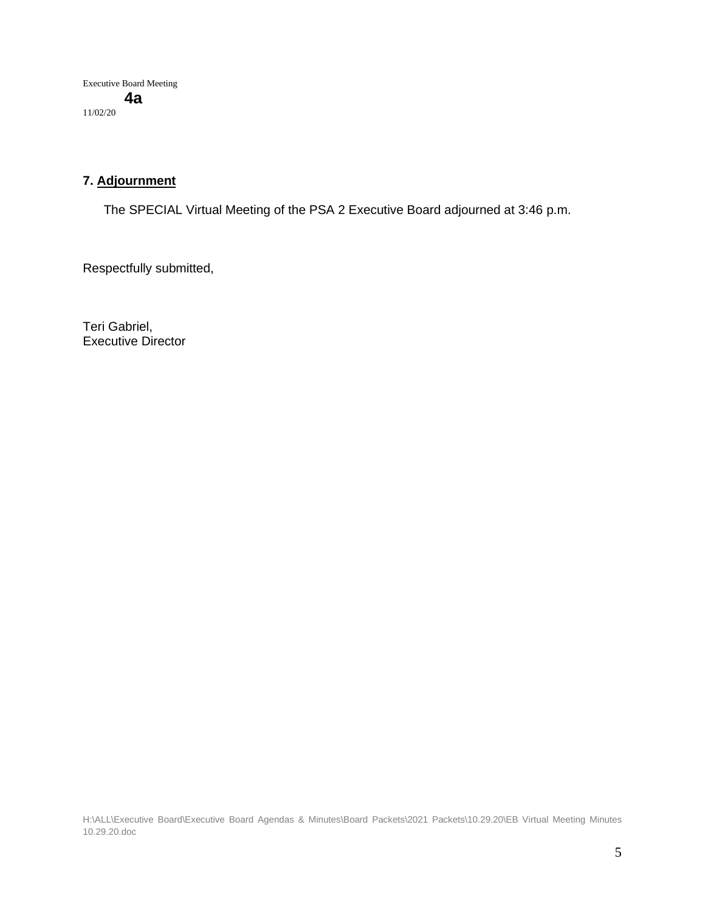## 7. Adjournment

The SPECIAL Virtual Meeting of the PSA 2 Executive Board adjourned at 3:46 p.m.

Respectfully submitted,

Teri Gabriel,
Executive Director